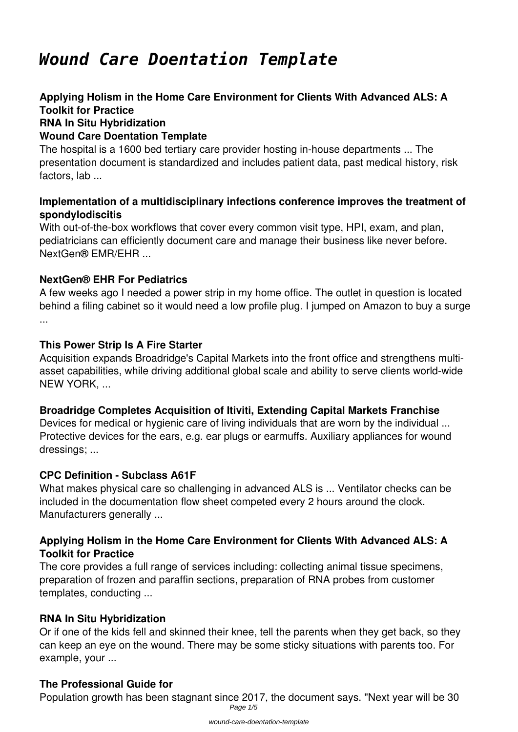# *Wound Care Doentation Template*

**Applying Holism in the Home Care Environment for Clients With Advanced ALS: A Toolkit for Practice**
**RNA In Situ Hybridization**
**Wound Care Doentation Template**

The hospital is a 1600 bed tertiary care provider hosting in-house departments ... The presentation document is standardized and includes patient data, past medical history, risk factors, lab ...

### Implementation of a multidisciplinary infections conference improves the treatment of spondylodiscitis

With out-of-the-box workflows that cover every common visit type, HPI, exam, and plan, pediatricians can efficiently document care and manage their business like never before. NextGen® EMR/EHR ...

### NextGen® EHR For Pediatrics

A few weeks ago I needed a power strip in my home office. The outlet in question is located behind a filing cabinet so it would need a low profile plug. I jumped on Amazon to buy a surge ...

### This Power Strip Is A Fire Starter

Acquisition expands Broadridge's Capital Markets into the front office and strengthens multi-asset capabilities, while driving additional global scale and ability to serve clients world-wide NEW YORK, ...

### Broadridge Completes Acquisition of Itiviti, Extending Capital Markets Franchise

Devices for medical or hygienic care of living individuals that are worn by the individual ... Protective devices for the ears, e.g. ear plugs or earmuffs. Auxiliary appliances for wound dressings; ...

### CPC Definition - Subclass A61F

What makes physical care so challenging in advanced ALS is ... Ventilator checks can be included in the documentation flow sheet competed every 2 hours around the clock. Manufacturers generally ...

### Applying Holism in the Home Care Environment for Clients With Advanced ALS: A Toolkit for Practice

The core provides a full range of services including: collecting animal tissue specimens, preparation of frozen and paraffin sections, preparation of RNA probes from customer templates, conducting ...

### RNA In Situ Hybridization

Or if one of the kids fell and skinned their knee, tell the parents when they get back, so they can keep an eye on the wound. There may be some sticky situations with parents too. For example, your ...

### The Professional Guide for

Population growth has been stagnant since 2017, the document says. "Next year will be 30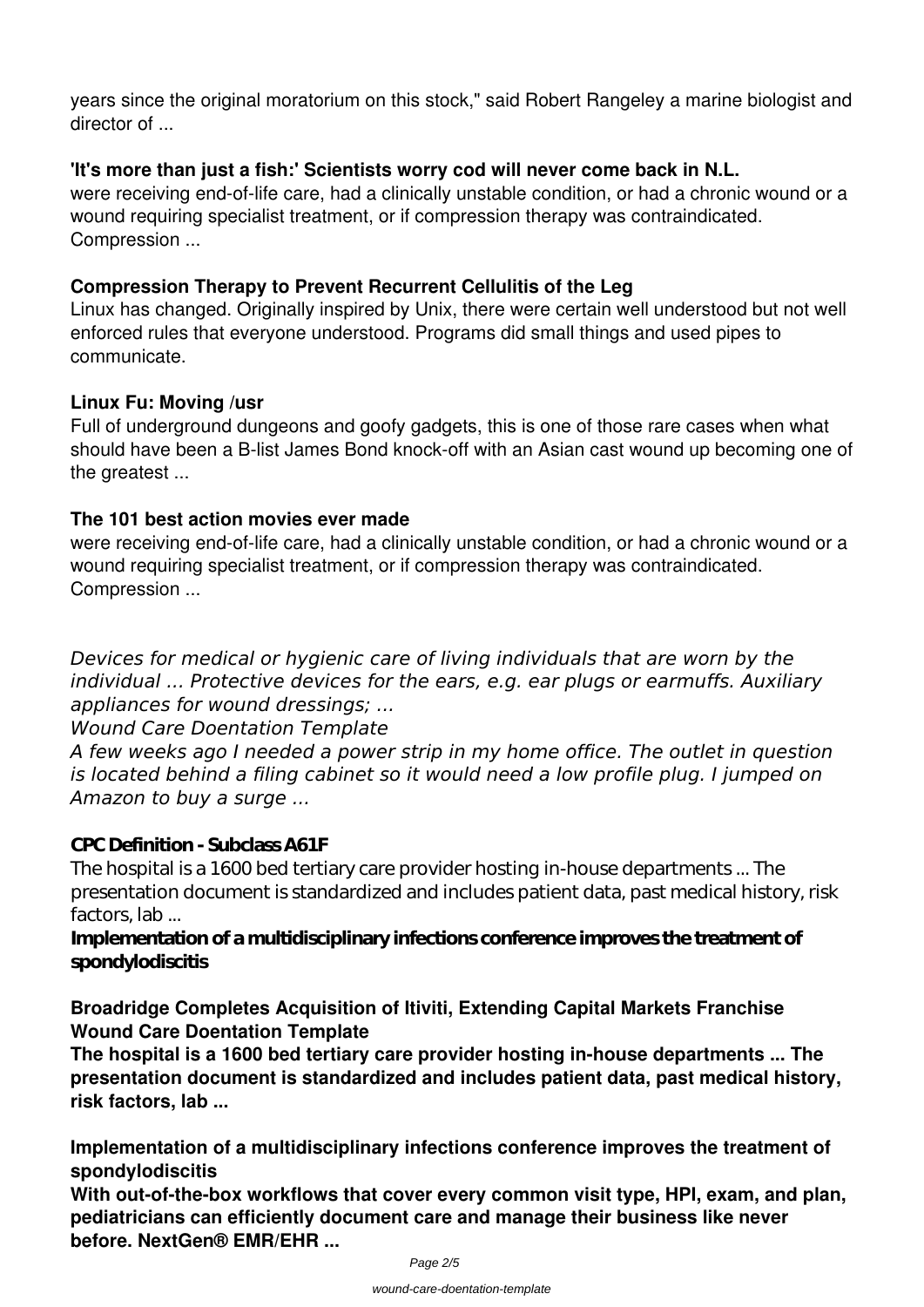years since the original moratorium on this stock," said Robert Rangeley a marine biologist and director of ...

**'It's more than just a fish:' Scientists worry cod will never come back in N.L.**

were receiving end-of-life care, had a clinically unstable condition, or had a chronic wound or a wound requiring specialist treatment, or if compression therapy was contraindicated. Compression ...

**Compression Therapy to Prevent Recurrent Cellulitis of the Leg**

Linux has changed. Originally inspired by Unix, there were certain well understood but not well enforced rules that everyone understood. Programs did small things and used pipes to communicate.

**Linux Fu: Moving /usr**

Full of underground dungeons and goofy gadgets, this is one of those rare cases when what should have been a B-list James Bond knock-off with an Asian cast wound up becoming one of the greatest ...

**The 101 best action movies ever made**

were receiving end-of-life care, had a clinically unstable condition, or had a chronic wound or a wound requiring specialist treatment, or if compression therapy was contraindicated. Compression ...

*Devices for medical or hygienic care of living individuals that are worn by the individual ... Protective devices for the ears, e.g. ear plugs or earmuffs. Auxiliary appliances for wound dressings; ...*

*Wound Care Doentation Template*

*A few weeks ago I needed a power strip in my home office. The outlet in question is located behind a filing cabinet so it would need a low profile plug. I jumped on Amazon to buy a surge ...*

**CPC Definition - Subclass A61F**

The hospital is a 1600 bed tertiary care provider hosting in-house departments ... The presentation document is standardized and includes patient data, past medical history, risk factors, lab ...

**Implementation of a multidisciplinary infections conference improves the treatment of spondylodiscitis**

**Broadridge Completes Acquisition of Itiviti, Extending Capital Markets Franchise**

**Wound Care Doentation Template**

**The hospital is a 1600 bed tertiary care provider hosting in-house departments ... The presentation document is standardized and includes patient data, past medical history, risk factors, lab ...**

**Implementation of a multidisciplinary infections conference improves the treatment of spondylodiscitis**

**With out-of-the-box workflows that cover every common visit type, HPI, exam, and plan, pediatricians can efficiently document care and manage their business like never before. NextGen® EMR/EHR ...**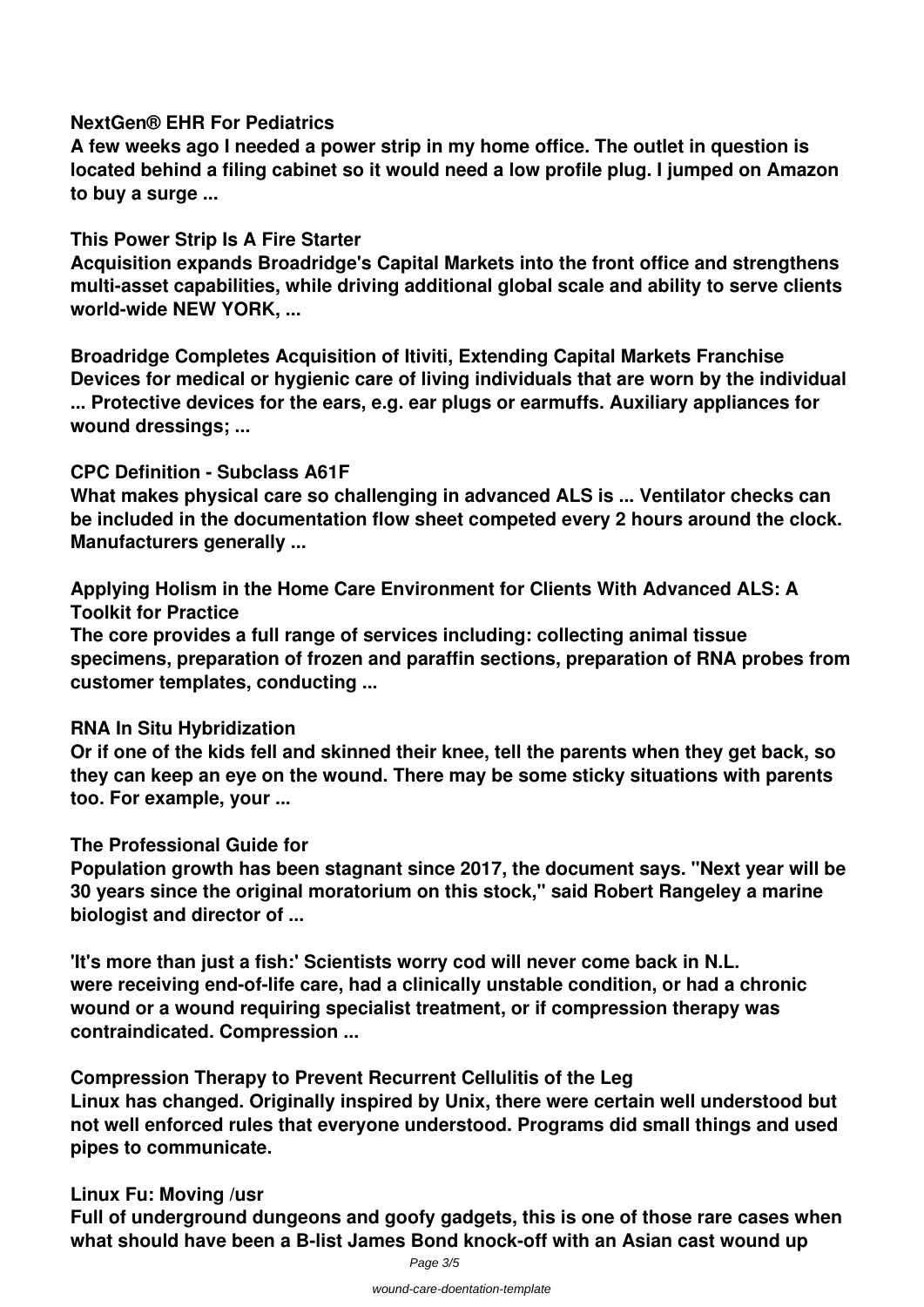**NextGen® EHR For Pediatrics**

**A few weeks ago I needed a power strip in my home office. The outlet in question is located behind a filing cabinet so it would need a low profile plug. I jumped on Amazon to buy a surge ...**

**This Power Strip Is A Fire Starter**

**Acquisition expands Broadridge's Capital Markets into the front office and strengthens multi-asset capabilities, while driving additional global scale and ability to serve clients world-wide NEW YORK, ...**

**Broadridge Completes Acquisition of Itiviti, Extending Capital Markets Franchise**

**Devices for medical or hygienic care of living individuals that are worn by the individual ... Protective devices for the ears, e.g. ear plugs or earmuffs. Auxiliary appliances for wound dressings; ...**

**CPC Definition - Subclass A61F**

**What makes physical care so challenging in advanced ALS is ... Ventilator checks can be included in the documentation flow sheet competed every 2 hours around the clock. Manufacturers generally ...**

**Applying Holism in the Home Care Environment for Clients With Advanced ALS: A Toolkit for Practice**

**The core provides a full range of services including: collecting animal tissue specimens, preparation of frozen and paraffin sections, preparation of RNA probes from customer templates, conducting ...**

**RNA In Situ Hybridization**

**Or if one of the kids fell and skinned their knee, tell the parents when they get back, so they can keep an eye on the wound. There may be some sticky situations with parents too. For example, your ...**

**The Professional Guide for**

**Population growth has been stagnant since 2017, the document says. "Next year will be 30 years since the original moratorium on this stock," said Robert Rangeley a marine biologist and director of ...**

**'It's more than just a fish:' Scientists worry cod will never come back in N.L.**

**were receiving end-of-life care, had a clinically unstable condition, or had a chronic wound or a wound requiring specialist treatment, or if compression therapy was contraindicated. Compression ...**

**Compression Therapy to Prevent Recurrent Cellulitis of the Leg**

**Linux has changed. Originally inspired by Unix, there were certain well understood but not well enforced rules that everyone understood. Programs did small things and used pipes to communicate.**

**Linux Fu: Moving /usr**

**Full of underground dungeons and goofy gadgets, this is one of those rare cases when what should have been a B-list James Bond knock-off with an Asian cast wound up**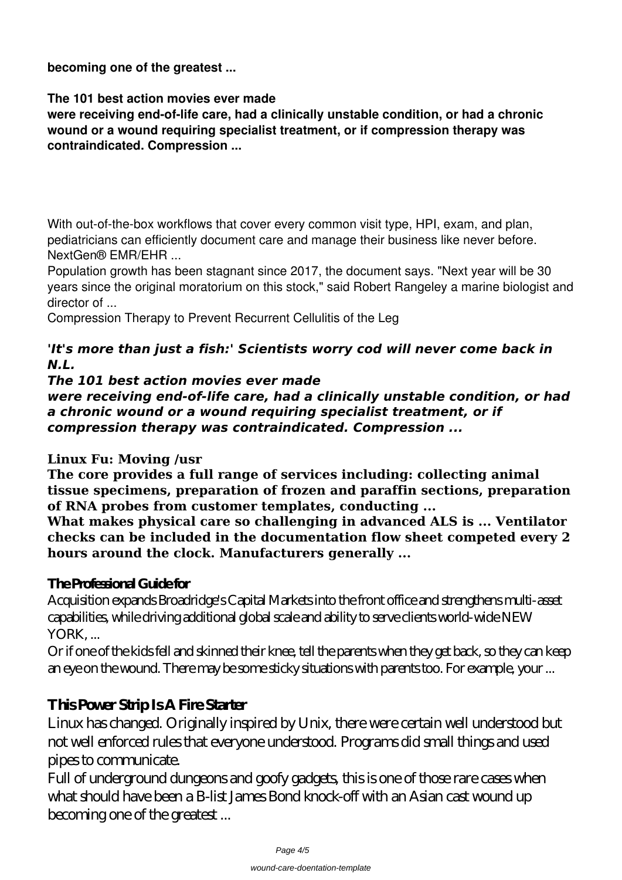**becoming one of the greatest ...**

**The 101 best action movies ever made**
**were receiving end-of-life care, had a clinically unstable condition, or had a chronic wound or a wound requiring specialist treatment, or if compression therapy was contraindicated. Compression ...**

With out-of-the-box workflows that cover every common visit type, HPI, exam, and plan, pediatricians can efficiently document care and manage their business like never before. NextGen® EMR/EHR ...

Population growth has been stagnant since 2017, the document says. "Next year will be 30 years since the original moratorium on this stock," said Robert Rangeley a marine biologist and director of ...

Compression Therapy to Prevent Recurrent Cellulitis of the Leg

***'It's more than just a fish:' Scientists worry cod will never come back in N.L.***
***The 101 best action movies ever made***
***were receiving end-of-life care, had a clinically unstable condition, or had a chronic wound or a wound requiring specialist treatment, or if compression therapy was contraindicated. Compression ...***

**Linux Fu: Moving /usr**
**The core provides a full range of services including: collecting animal tissue specimens, preparation of frozen and paraffin sections, preparation of RNA probes from customer templates, conducting ...**
**What makes physical care so challenging in advanced ALS is ... Ventilator checks can be included in the documentation flow sheet competed every 2 hours around the clock. Manufacturers generally ...**

**The Professional Guide for**

Acquisition expands Broadridge's Capital Markets into the front office and strengthens multi-asset capabilities, while driving additional global scale and ability to serve clients world-wide NEW YORK, ...

Or if one of the kids fell and skinned their knee, tell the parents when they get back, so they can keep an eye on the wound. There may be some sticky situations with parents too. For example, your ...

## This Power Strip Is A Fire Starter

Linux has changed. Originally inspired by Unix, there were certain well understood but not well enforced rules that everyone understood. Programs did small things and used pipes to communicate.

Full of underground dungeons and goofy gadgets, this is one of those rare cases when what should have been a B-list James Bond knock-off with an Asian cast wound up becoming one of the greatest ...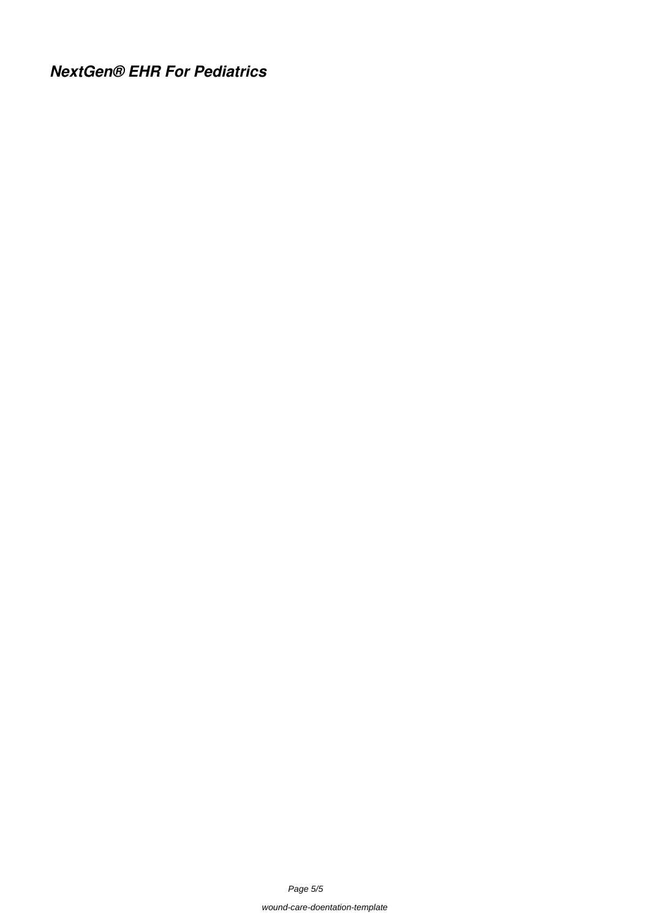***NextGen® EHR For Pediatrics***